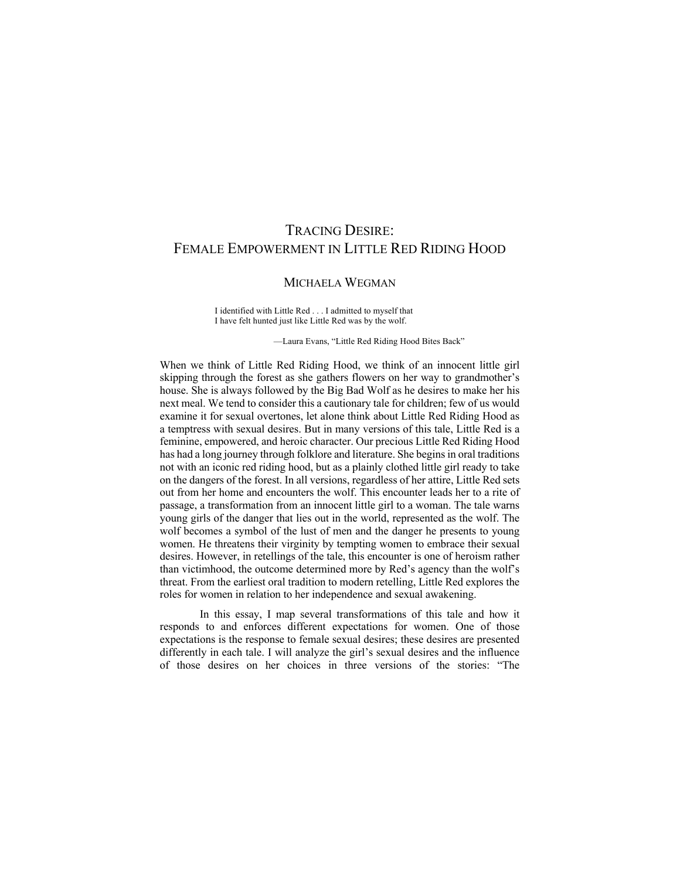# TRACING DESIRE: FEMALE EMPOWERMENT IN LITTLE RED RIDING HOOD

MICHAELA WEGMAN

> I identified with Little Red . . . I admitted to myself that I have felt hunted just like Little Red was by the wolf.
>
> —Laura Evans, "Little Red Riding Hood Bites Back"

When we think of Little Red Riding Hood, we think of an innocent little girl skipping through the forest as she gathers flowers on her way to grandmother's house. She is always followed by the Big Bad Wolf as he desires to make her his next meal. We tend to consider this a cautionary tale for children; few of us would examine it for sexual overtones, let alone think about Little Red Riding Hood as a temptress with sexual desires. But in many versions of this tale, Little Red is a feminine, empowered, and heroic character. Our precious Little Red Riding Hood has had a long journey through folklore and literature. She begins in oral traditions not with an iconic red riding hood, but as a plainly clothed little girl ready to take on the dangers of the forest. In all versions, regardless of her attire, Little Red sets out from her home and encounters the wolf. This encounter leads her to a rite of passage, a transformation from an innocent little girl to a woman. The tale warns young girls of the danger that lies out in the world, represented as the wolf. The wolf becomes a symbol of the lust of men and the danger he presents to young women. He threatens their virginity by tempting women to embrace their sexual desires. However, in retellings of the tale, this encounter is one of heroism rather than victimhood, the outcome determined more by Red's agency than the wolf's threat. From the earliest oral tradition to modern retelling, Little Red explores the roles for women in relation to her independence and sexual awakening.

In this essay, I map several transformations of this tale and how it responds to and enforces different expectations for women. One of those expectations is the response to female sexual desires; these desires are presented differently in each tale. I will analyze the girl's sexual desires and the influence of those desires on her choices in three versions of the stories: "The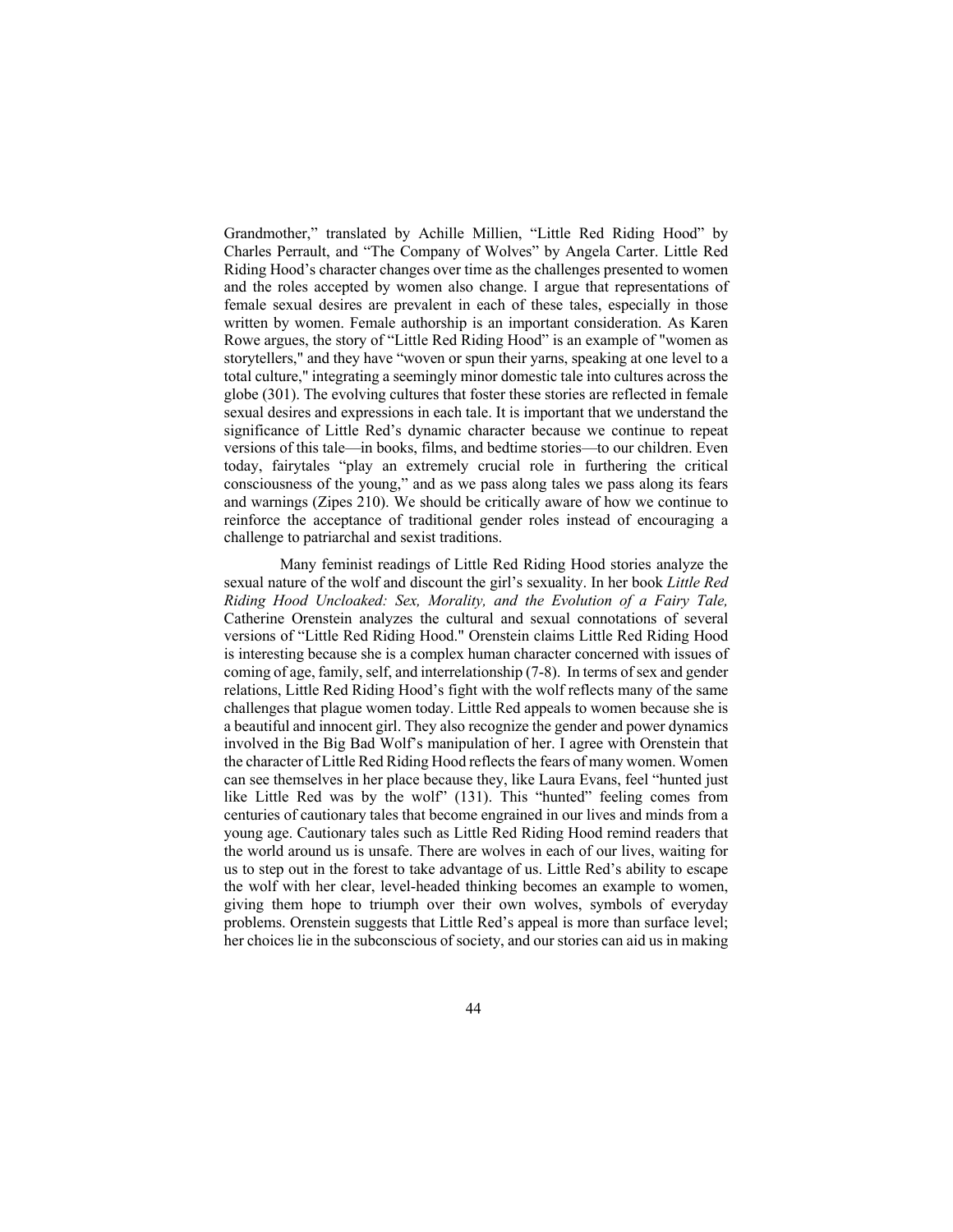Grandmother," translated by Achille Millien, "Little Red Riding Hood" by Charles Perrault, and "The Company of Wolves" by Angela Carter. Little Red Riding Hood's character changes over time as the challenges presented to women and the roles accepted by women also change. I argue that representations of female sexual desires are prevalent in each of these tales, especially in those written by women. Female authorship is an important consideration. As Karen Rowe argues, the story of "Little Red Riding Hood" is an example of "women as storytellers," and they have "woven or spun their yarns, speaking at one level to a total culture," integrating a seemingly minor domestic tale into cultures across the globe (301). The evolving cultures that foster these stories are reflected in female sexual desires and expressions in each tale. It is important that we understand the significance of Little Red's dynamic character because we continue to repeat versions of this tale—in books, films, and bedtime stories—to our children. Even today, fairytales "play an extremely crucial role in furthering the critical consciousness of the young," and as we pass along tales we pass along its fears and warnings (Zipes 210). We should be critically aware of how we continue to reinforce the acceptance of traditional gender roles instead of encouraging a challenge to patriarchal and sexist traditions.

Many feminist readings of Little Red Riding Hood stories analyze the sexual nature of the wolf and discount the girl's sexuality. In her book *Little Red Riding Hood Uncloaked: Sex, Morality, and the Evolution of a Fairy Tale,* Catherine Orenstein analyzes the cultural and sexual connotations of several versions of "Little Red Riding Hood." Orenstein claims Little Red Riding Hood is interesting because she is a complex human character concerned with issues of coming of age, family, self, and interrelationship (7-8). In terms of sex and gender relations, Little Red Riding Hood's fight with the wolf reflects many of the same challenges that plague women today. Little Red appeals to women because she is a beautiful and innocent girl. They also recognize the gender and power dynamics involved in the Big Bad Wolf's manipulation of her. I agree with Orenstein that the character of Little Red Riding Hood reflects the fears of many women. Women can see themselves in her place because they, like Laura Evans, feel "hunted just like Little Red was by the wolf" (131). This "hunted" feeling comes from centuries of cautionary tales that become engrained in our lives and minds from a young age. Cautionary tales such as Little Red Riding Hood remind readers that the world around us is unsafe. There are wolves in each of our lives, waiting for us to step out in the forest to take advantage of us. Little Red's ability to escape the wolf with her clear, level-headed thinking becomes an example to women, giving them hope to triumph over their own wolves, symbols of everyday problems. Orenstein suggests that Little Red's appeal is more than surface level; her choices lie in the subconscious of society, and our stories can aid us in making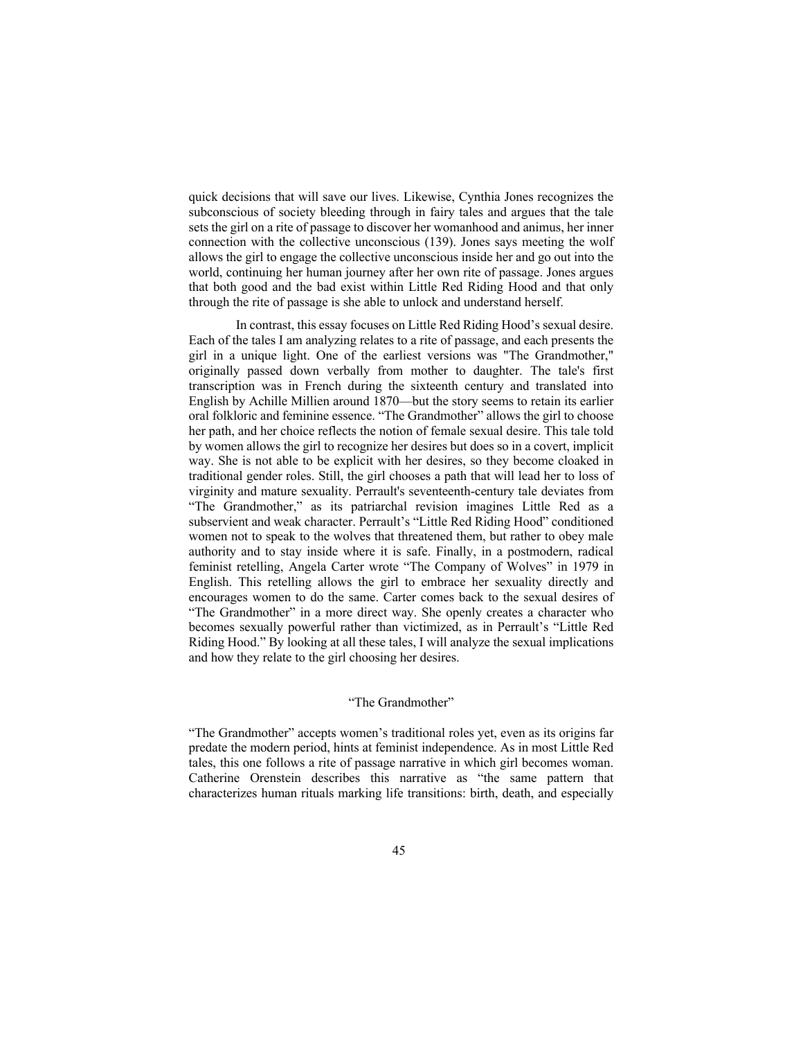quick decisions that will save our lives. Likewise, Cynthia Jones recognizes the subconscious of society bleeding through in fairy tales and argues that the tale sets the girl on a rite of passage to discover her womanhood and animus, her inner connection with the collective unconscious (139). Jones says meeting the wolf allows the girl to engage the collective unconscious inside her and go out into the world, continuing her human journey after her own rite of passage. Jones argues that both good and the bad exist within Little Red Riding Hood and that only through the rite of passage is she able to unlock and understand herself.

In contrast, this essay focuses on Little Red Riding Hood's sexual desire. Each of the tales I am analyzing relates to a rite of passage, and each presents the girl in a unique light. One of the earliest versions was "The Grandmother," originally passed down verbally from mother to daughter. The tale's first transcription was in French during the sixteenth century and translated into English by Achille Millien around 1870—but the story seems to retain its earlier oral folkloric and feminine essence. "The Grandmother" allows the girl to choose her path, and her choice reflects the notion of female sexual desire. This tale told by women allows the girl to recognize her desires but does so in a covert, implicit way. She is not able to be explicit with her desires, so they become cloaked in traditional gender roles. Still, the girl chooses a path that will lead her to loss of virginity and mature sexuality. Perrault's seventeenth-century tale deviates from "The Grandmother," as its patriarchal revision imagines Little Red as a subservient and weak character. Perrault's "Little Red Riding Hood" conditioned women not to speak to the wolves that threatened them, but rather to obey male authority and to stay inside where it is safe. Finally, in a postmodern, radical feminist retelling, Angela Carter wrote "The Company of Wolves" in 1979 in English. This retelling allows the girl to embrace her sexuality directly and encourages women to do the same. Carter comes back to the sexual desires of "The Grandmother" in a more direct way. She openly creates a character who becomes sexually powerful rather than victimized, as in Perrault's "Little Red Riding Hood." By looking at all these tales, I will analyze the sexual implications and how they relate to the girl choosing her desires.

## "The Grandmother"

"The Grandmother" accepts women's traditional roles yet, even as its origins far predate the modern period, hints at feminist independence. As in most Little Red tales, this one follows a rite of passage narrative in which girl becomes woman. Catherine Orenstein describes this narrative as "the same pattern that characterizes human rituals marking life transitions: birth, death, and especially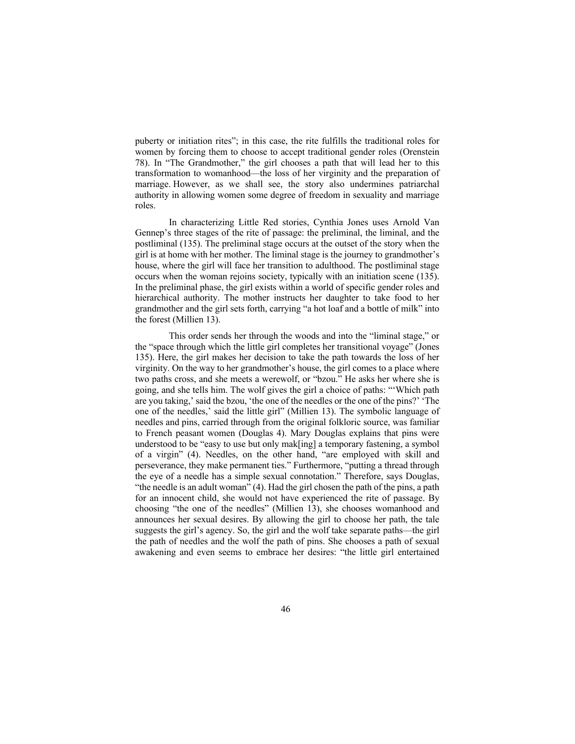puberty or initiation rites"; in this case, the rite fulfills the traditional roles for women by forcing them to choose to accept traditional gender roles (Orenstein 78). In "The Grandmother," the girl chooses a path that will lead her to this transformation to womanhood—the loss of her virginity and the preparation of marriage. However, as we shall see, the story also undermines patriarchal authority in allowing women some degree of freedom in sexuality and marriage roles.

In characterizing Little Red stories, Cynthia Jones uses Arnold Van Gennep's three stages of the rite of passage: the preliminal, the liminal, and the postliminal (135). The preliminal stage occurs at the outset of the story when the girl is at home with her mother. The liminal stage is the journey to grandmother's house, where the girl will face her transition to adulthood. The postliminal stage occurs when the woman rejoins society, typically with an initiation scene (135). In the preliminal phase, the girl exists within a world of specific gender roles and hierarchical authority. The mother instructs her daughter to take food to her grandmother and the girl sets forth, carrying "a hot loaf and a bottle of milk" into the forest (Millien 13).

This order sends her through the woods and into the "liminal stage," or the "space through which the little girl completes her transitional voyage" (Jones 135). Here, the girl makes her decision to take the path towards the loss of her virginity. On the way to her grandmother's house, the girl comes to a place where two paths cross, and she meets a werewolf, or "bzou." He asks her where she is going, and she tells him. The wolf gives the girl a choice of paths: "'Which path are you taking,' said the bzou, 'the one of the needles or the one of the pins?' 'The one of the needles,' said the little girl" (Millien 13). The symbolic language of needles and pins, carried through from the original folkloric source, was familiar to French peasant women (Douglas 4). Mary Douglas explains that pins were understood to be "easy to use but only mak[ing] a temporary fastening, a symbol of a virgin" (4). Needles, on the other hand, "are employed with skill and perseverance, they make permanent ties." Furthermore, "putting a thread through the eye of a needle has a simple sexual connotation." Therefore, says Douglas, "the needle is an adult woman" (4). Had the girl chosen the path of the pins, a path for an innocent child, she would not have experienced the rite of passage. By choosing "the one of the needles" (Millien 13), she chooses womanhood and announces her sexual desires. By allowing the girl to choose her path, the tale suggests the girl's agency. So, the girl and the wolf take separate paths—the girl the path of needles and the wolf the path of pins. She chooses a path of sexual awakening and even seems to embrace her desires: "the little girl entertained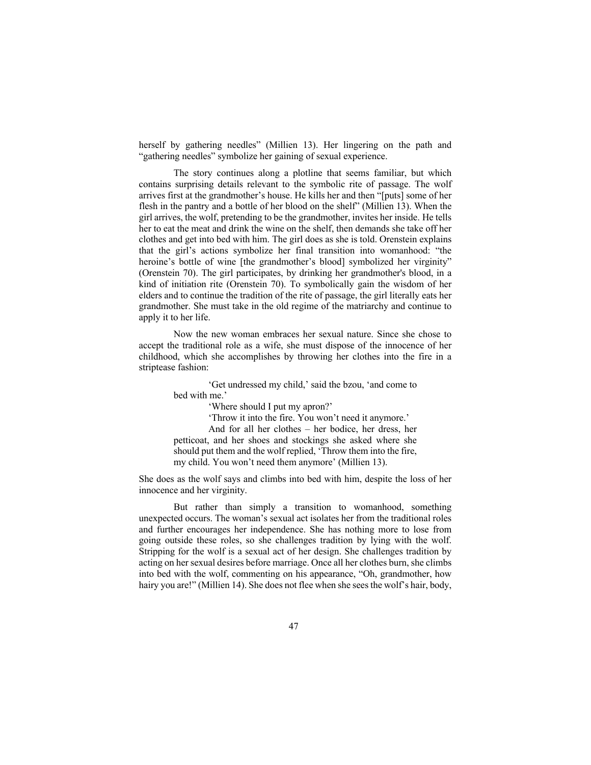herself by gathering needles" (Millien 13). Her lingering on the path and "gathering needles" symbolize her gaining of sexual experience.

The story continues along a plotline that seems familiar, but which contains surprising details relevant to the symbolic rite of passage. The wolf arrives first at the grandmother's house. He kills her and then "[puts] some of her flesh in the pantry and a bottle of her blood on the shelf" (Millien 13). When the girl arrives, the wolf, pretending to be the grandmother, invites her inside. He tells her to eat the meat and drink the wine on the shelf, then demands she take off her clothes and get into bed with him. The girl does as she is told. Orenstein explains that the girl's actions symbolize her final transition into womanhood: "the heroine's bottle of wine [the grandmother's blood] symbolized her virginity" (Orenstein 70). The girl participates, by drinking her grandmother's blood, in a kind of initiation rite (Orenstein 70). To symbolically gain the wisdom of her elders and to continue the tradition of the rite of passage, the girl literally eats her grandmother. She must take in the old regime of the matriarchy and continue to apply it to her life.

Now the new woman embraces her sexual nature. Since she chose to accept the traditional role as a wife, she must dispose of the innocence of her childhood, which she accomplishes by throwing her clothes into the fire in a striptease fashion:

> 'Get undressed my child,' said the bzou, 'and come to bed with me.'
>
> 'Where should I put my apron?'
>
> 'Throw it into the fire. You won't need it anymore.'
>
> And for all her clothes – her bodice, her dress, her petticoat, and her shoes and stockings she asked where she should put them and the wolf replied, 'Throw them into the fire, my child. You won't need them anymore' (Millien 13).

She does as the wolf says and climbs into bed with him, despite the loss of her innocence and her virginity.

But rather than simply a transition to womanhood, something unexpected occurs. The woman's sexual act isolates her from the traditional roles and further encourages her independence. She has nothing more to lose from going outside these roles, so she challenges tradition by lying with the wolf. Stripping for the wolf is a sexual act of her design. She challenges tradition by acting on her sexual desires before marriage. Once all her clothes burn, she climbs into bed with the wolf, commenting on his appearance, "Oh, grandmother, how hairy you are!" (Millien 14). She does not flee when she sees the wolf's hair, body,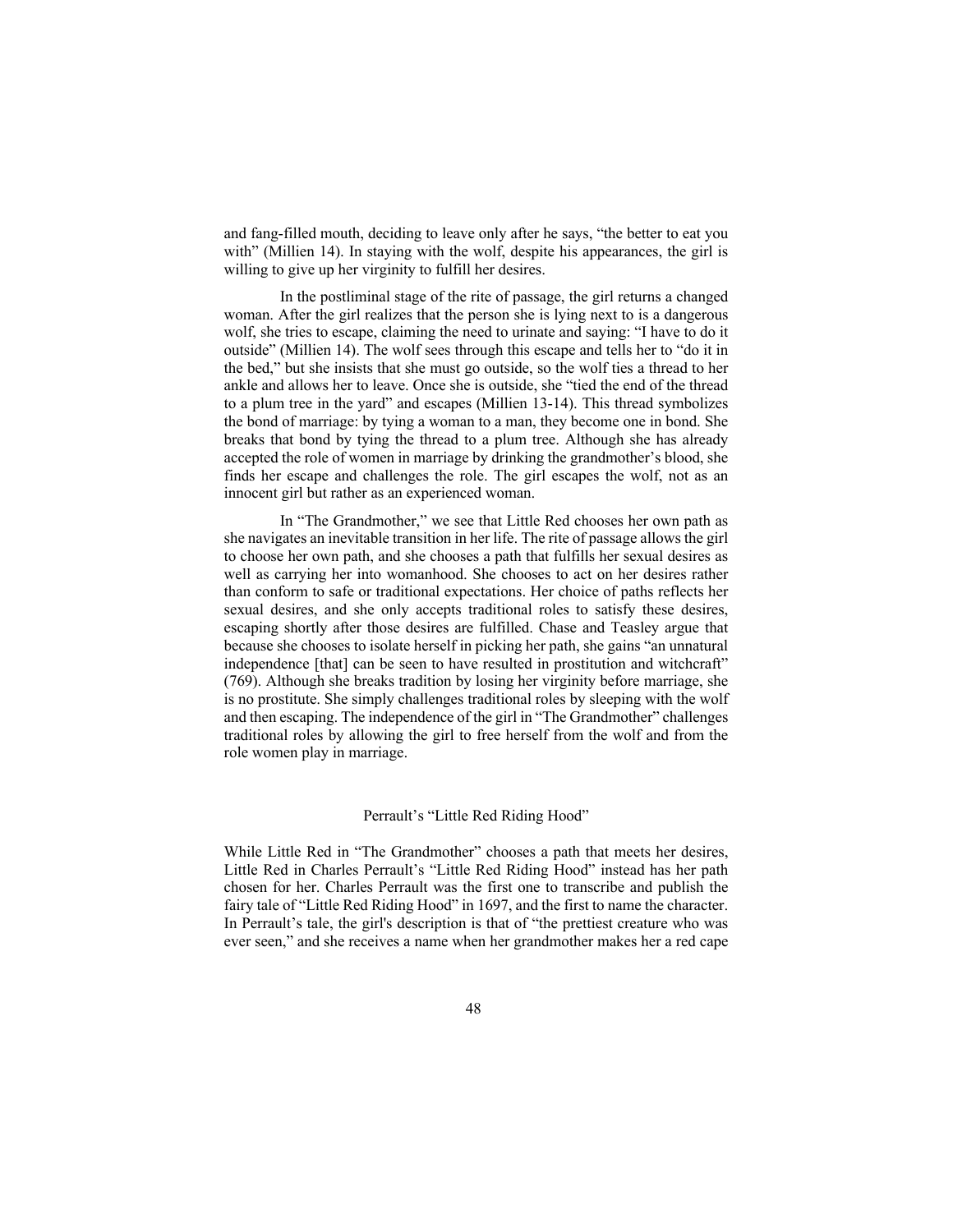and fang-filled mouth, deciding to leave only after he says, "the better to eat you with" (Millien 14). In staying with the wolf, despite his appearances, the girl is willing to give up her virginity to fulfill her desires.

In the postliminal stage of the rite of passage, the girl returns a changed woman. After the girl realizes that the person she is lying next to is a dangerous wolf, she tries to escape, claiming the need to urinate and saying: "I have to do it outside" (Millien 14). The wolf sees through this escape and tells her to "do it in the bed," but she insists that she must go outside, so the wolf ties a thread to her ankle and allows her to leave. Once she is outside, she "tied the end of the thread to a plum tree in the yard" and escapes (Millien 13-14). This thread symbolizes the bond of marriage: by tying a woman to a man, they become one in bond. She breaks that bond by tying the thread to a plum tree. Although she has already accepted the role of women in marriage by drinking the grandmother's blood, she finds her escape and challenges the role. The girl escapes the wolf, not as an innocent girl but rather as an experienced woman.

In "The Grandmother," we see that Little Red chooses her own path as she navigates an inevitable transition in her life. The rite of passage allows the girl to choose her own path, and she chooses a path that fulfills her sexual desires as well as carrying her into womanhood. She chooses to act on her desires rather than conform to safe or traditional expectations. Her choice of paths reflects her sexual desires, and she only accepts traditional roles to satisfy these desires, escaping shortly after those desires are fulfilled. Chase and Teasley argue that because she chooses to isolate herself in picking her path, she gains "an unnatural independence [that] can be seen to have resulted in prostitution and witchcraft" (769). Although she breaks tradition by losing her virginity before marriage, she is no prostitute. She simply challenges traditional roles by sleeping with the wolf and then escaping. The independence of the girl in "The Grandmother" challenges traditional roles by allowing the girl to free herself from the wolf and from the role women play in marriage.

## Perrault's "Little Red Riding Hood"

While Little Red in "The Grandmother" chooses a path that meets her desires, Little Red in Charles Perrault's "Little Red Riding Hood" instead has her path chosen for her. Charles Perrault was the first one to transcribe and publish the fairy tale of "Little Red Riding Hood" in 1697, and the first to name the character. In Perrault's tale, the girl's description is that of "the prettiest creature who was ever seen," and she receives a name when her grandmother makes her a red cape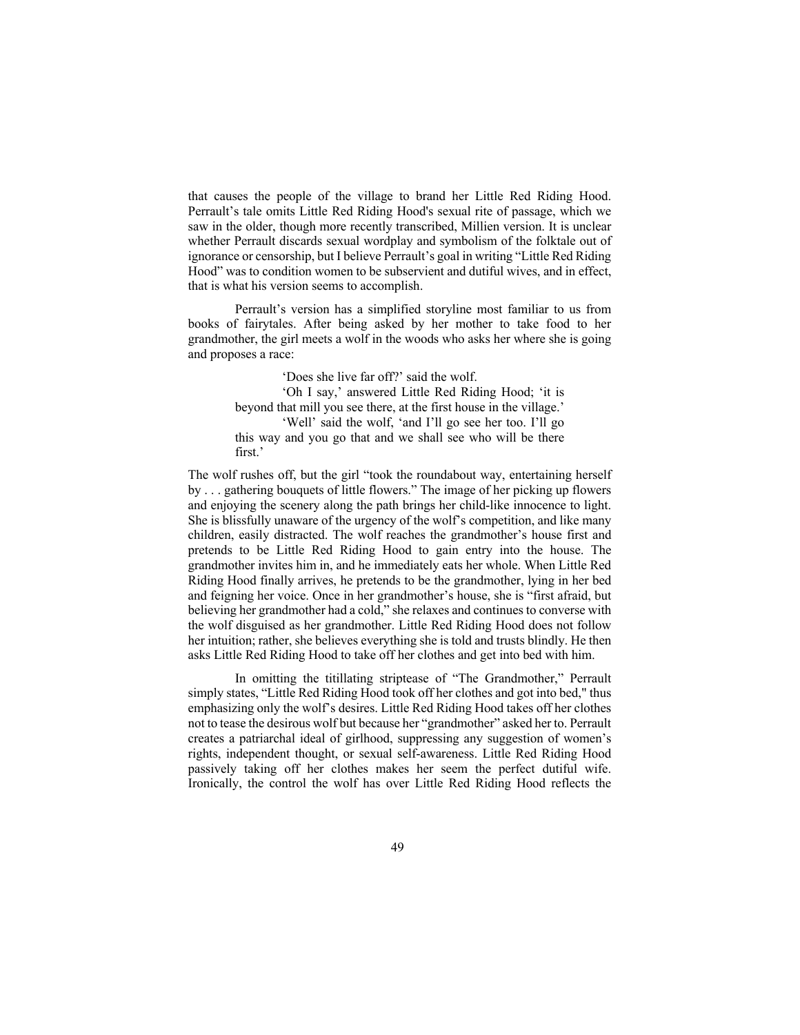that causes the people of the village to brand her Little Red Riding Hood. Perrault's tale omits Little Red Riding Hood's sexual rite of passage, which we saw in the older, though more recently transcribed, Millien version. It is unclear whether Perrault discards sexual wordplay and symbolism of the folktale out of ignorance or censorship, but I believe Perrault's goal in writing "Little Red Riding Hood" was to condition women to be subservient and dutiful wives, and in effect, that is what his version seems to accomplish.

Perrault's version has a simplified storyline most familiar to us from books of fairytales. After being asked by her mother to take food to her grandmother, the girl meets a wolf in the woods who asks her where she is going and proposes a race:

> 'Does she live far off?' said the wolf.
>
> 'Oh I say,' answered Little Red Riding Hood; 'it is beyond that mill you see there, at the first house in the village.'
>
> 'Well' said the wolf, 'and I'll go see her too. I'll go this way and you go that and we shall see who will be there first.'

The wolf rushes off, but the girl "took the roundabout way, entertaining herself by . . . gathering bouquets of little flowers." The image of her picking up flowers and enjoying the scenery along the path brings her child-like innocence to light. She is blissfully unaware of the urgency of the wolf's competition, and like many children, easily distracted. The wolf reaches the grandmother's house first and pretends to be Little Red Riding Hood to gain entry into the house. The grandmother invites him in, and he immediately eats her whole. When Little Red Riding Hood finally arrives, he pretends to be the grandmother, lying in her bed and feigning her voice. Once in her grandmother's house, she is "first afraid, but believing her grandmother had a cold," she relaxes and continues to converse with the wolf disguised as her grandmother. Little Red Riding Hood does not follow her intuition; rather, she believes everything she is told and trusts blindly. He then asks Little Red Riding Hood to take off her clothes and get into bed with him.

In omitting the titillating striptease of "The Grandmother," Perrault simply states, "Little Red Riding Hood took off her clothes and got into bed," thus emphasizing only the wolf's desires. Little Red Riding Hood takes off her clothes not to tease the desirous wolf but because her "grandmother" asked her to. Perrault creates a patriarchal ideal of girlhood, suppressing any suggestion of women's rights, independent thought, or sexual self-awareness. Little Red Riding Hood passively taking off her clothes makes her seem the perfect dutiful wife. Ironically, the control the wolf has over Little Red Riding Hood reflects the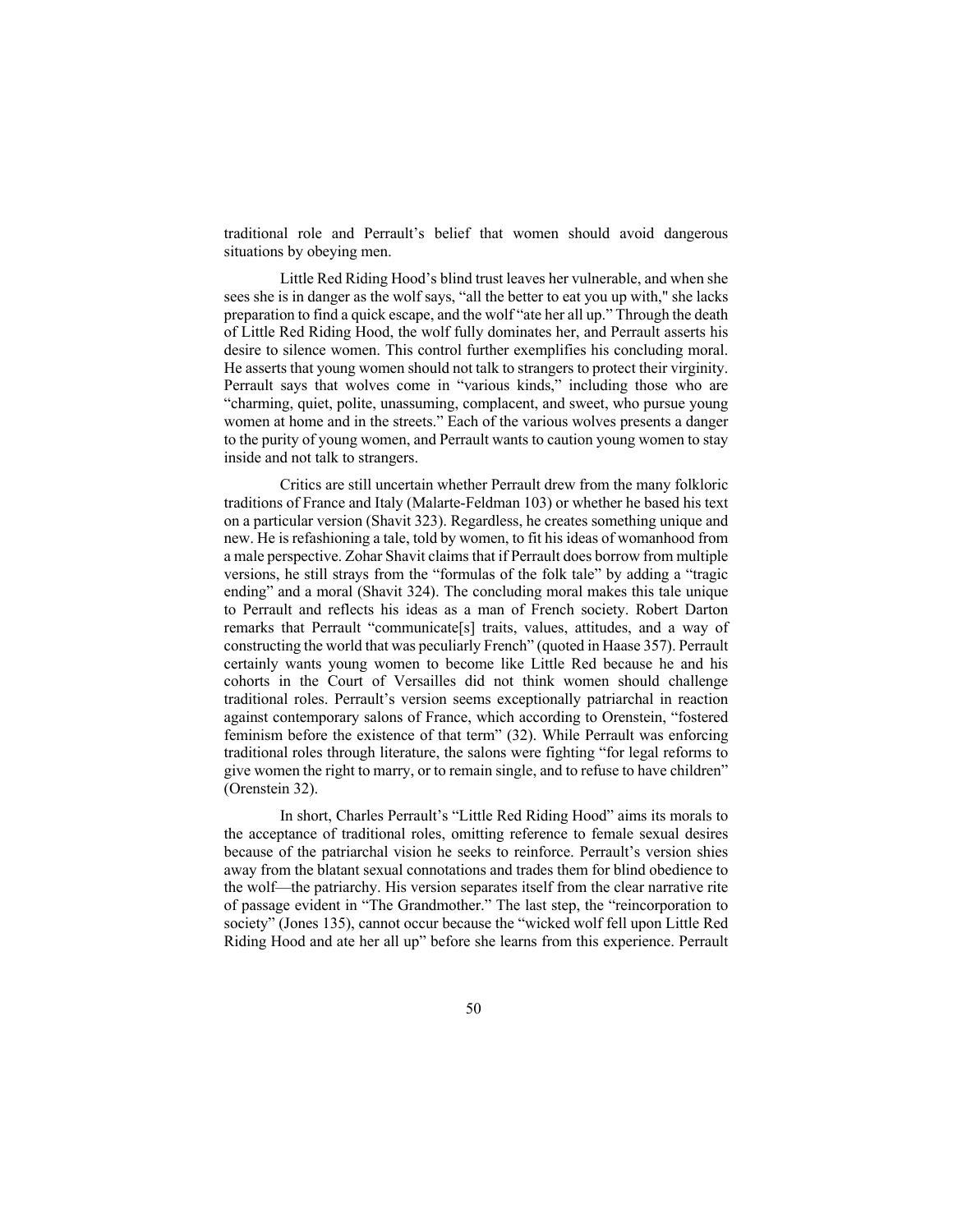traditional role and Perrault's belief that women should avoid dangerous situations by obeying men.

Little Red Riding Hood's blind trust leaves her vulnerable, and when she sees she is in danger as the wolf says, "all the better to eat you up with," she lacks preparation to find a quick escape, and the wolf "ate her all up." Through the death of Little Red Riding Hood, the wolf fully dominates her, and Perrault asserts his desire to silence women. This control further exemplifies his concluding moral. He asserts that young women should not talk to strangers to protect their virginity. Perrault says that wolves come in "various kinds," including those who are "charming, quiet, polite, unassuming, complacent, and sweet, who pursue young women at home and in the streets." Each of the various wolves presents a danger to the purity of young women, and Perrault wants to caution young women to stay inside and not talk to strangers.

Critics are still uncertain whether Perrault drew from the many folkloric traditions of France and Italy (Malarte-Feldman 103) or whether he based his text on a particular version (Shavit 323). Regardless, he creates something unique and new. He is refashioning a tale, told by women, to fit his ideas of womanhood from a male perspective. Zohar Shavit claims that if Perrault does borrow from multiple versions, he still strays from the "formulas of the folk tale" by adding a "tragic ending" and a moral (Shavit 324). The concluding moral makes this tale unique to Perrault and reflects his ideas as a man of French society. Robert Darton remarks that Perrault "communicate[s] traits, values, attitudes, and a way of constructing the world that was peculiarly French" (quoted in Haase 357). Perrault certainly wants young women to become like Little Red because he and his cohorts in the Court of Versailles did not think women should challenge traditional roles. Perrault's version seems exceptionally patriarchal in reaction against contemporary salons of France, which according to Orenstein, "fostered feminism before the existence of that term" (32). While Perrault was enforcing traditional roles through literature, the salons were fighting "for legal reforms to give women the right to marry, or to remain single, and to refuse to have children" (Orenstein 32).

In short, Charles Perrault's "Little Red Riding Hood" aims its morals to the acceptance of traditional roles, omitting reference to female sexual desires because of the patriarchal vision he seeks to reinforce. Perrault's version shies away from the blatant sexual connotations and trades them for blind obedience to the wolf—the patriarchy. His version separates itself from the clear narrative rite of passage evident in "The Grandmother." The last step, the "reincorporation to society" (Jones 135), cannot occur because the "wicked wolf fell upon Little Red Riding Hood and ate her all up" before she learns from this experience. Perrault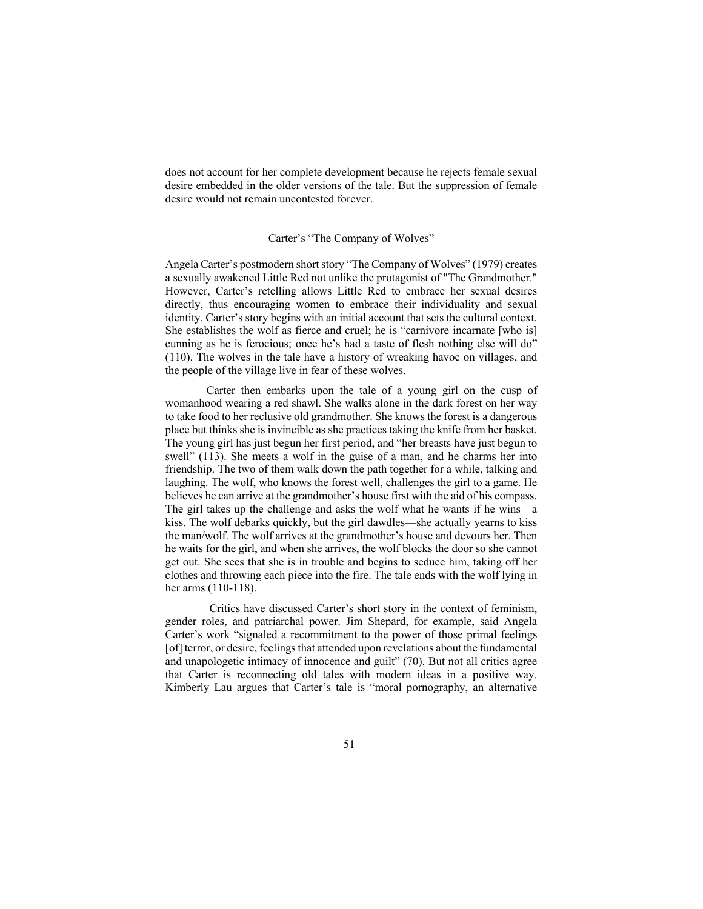does not account for her complete development because he rejects female sexual desire embedded in the older versions of the tale. But the suppression of female desire would not remain uncontested forever.

## Carter's "The Company of Wolves"

Angela Carter's postmodern short story "The Company of Wolves" (1979) creates a sexually awakened Little Red not unlike the protagonist of "The Grandmother." However, Carter's retelling allows Little Red to embrace her sexual desires directly, thus encouraging women to embrace their individuality and sexual identity. Carter's story begins with an initial account that sets the cultural context. She establishes the wolf as fierce and cruel; he is "carnivore incarnate [who is] cunning as he is ferocious; once he's had a taste of flesh nothing else will do" (110). The wolves in the tale have a history of wreaking havoc on villages, and the people of the village live in fear of these wolves.

Carter then embarks upon the tale of a young girl on the cusp of womanhood wearing a red shawl. She walks alone in the dark forest on her way to take food to her reclusive old grandmother. She knows the forest is a dangerous place but thinks she is invincible as she practices taking the knife from her basket. The young girl has just begun her first period, and "her breasts have just begun to swell" (113). She meets a wolf in the guise of a man, and he charms her into friendship. The two of them walk down the path together for a while, talking and laughing. The wolf, who knows the forest well, challenges the girl to a game. He believes he can arrive at the grandmother's house first with the aid of his compass. The girl takes up the challenge and asks the wolf what he wants if he wins—a kiss. The wolf debarks quickly, but the girl dawdles—she actually yearns to kiss the man/wolf. The wolf arrives at the grandmother's house and devours her. Then he waits for the girl, and when she arrives, the wolf blocks the door so she cannot get out. She sees that she is in trouble and begins to seduce him, taking off her clothes and throwing each piece into the fire. The tale ends with the wolf lying in her arms (110-118).

Critics have discussed Carter's short story in the context of feminism, gender roles, and patriarchal power. Jim Shepard, for example, said Angela Carter's work "signaled a recommitment to the power of those primal feelings [of] terror, or desire, feelings that attended upon revelations about the fundamental and unapologetic intimacy of innocence and guilt" (70). But not all critics agree that Carter is reconnecting old tales with modern ideas in a positive way. Kimberly Lau argues that Carter's tale is "moral pornography, an alternative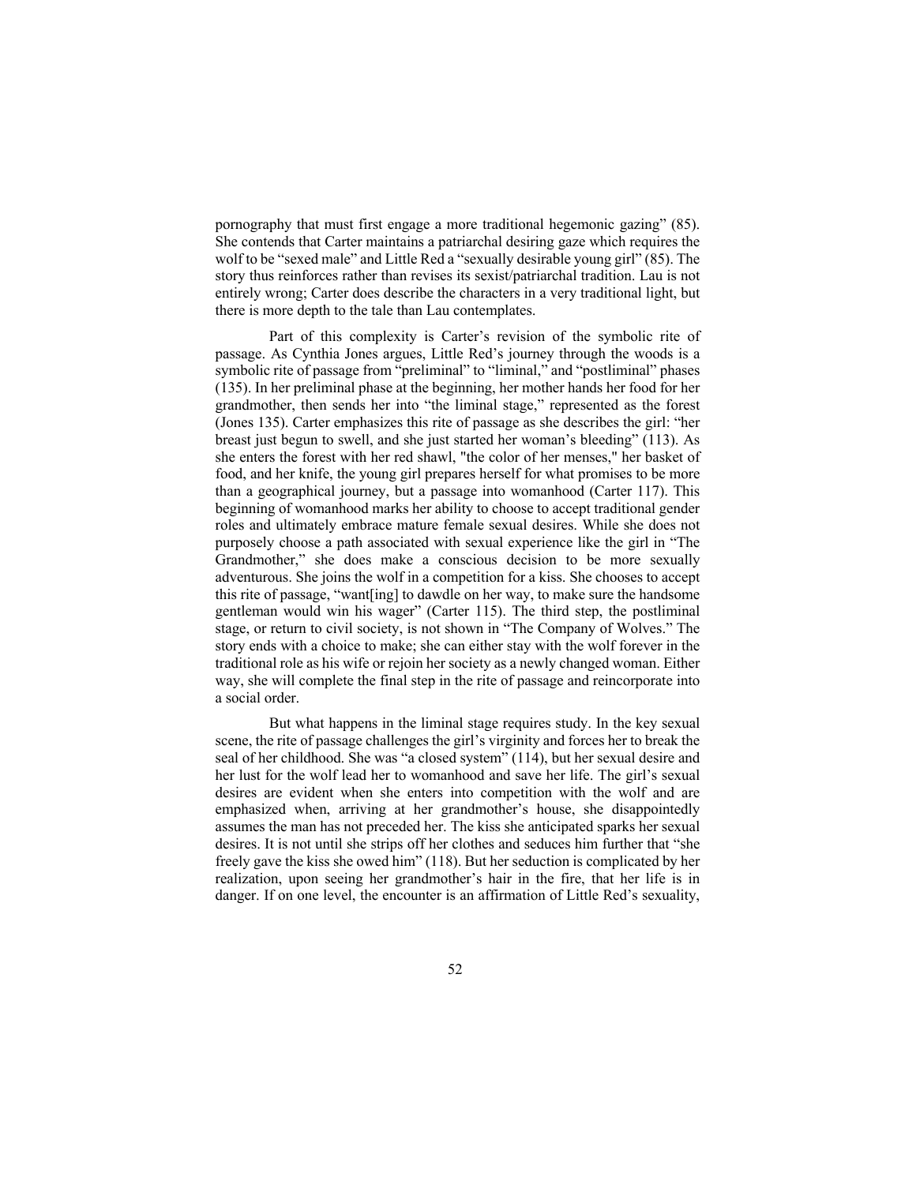pornography that must first engage a more traditional hegemonic gazing" (85). She contends that Carter maintains a patriarchal desiring gaze which requires the wolf to be "sexed male" and Little Red a "sexually desirable young girl" (85). The story thus reinforces rather than revises its sexist/patriarchal tradition. Lau is not entirely wrong; Carter does describe the characters in a very traditional light, but there is more depth to the tale than Lau contemplates.

Part of this complexity is Carter's revision of the symbolic rite of passage. As Cynthia Jones argues, Little Red's journey through the woods is a symbolic rite of passage from "preliminal" to "liminal," and "postliminal" phases (135). In her preliminal phase at the beginning, her mother hands her food for her grandmother, then sends her into "the liminal stage," represented as the forest (Jones 135). Carter emphasizes this rite of passage as she describes the girl: "her breast just begun to swell, and she just started her woman's bleeding" (113). As she enters the forest with her red shawl, "the color of her menses," her basket of food, and her knife, the young girl prepares herself for what promises to be more than a geographical journey, but a passage into womanhood (Carter 117). This beginning of womanhood marks her ability to choose to accept traditional gender roles and ultimately embrace mature female sexual desires. While she does not purposely choose a path associated with sexual experience like the girl in "The Grandmother," she does make a conscious decision to be more sexually adventurous. She joins the wolf in a competition for a kiss. She chooses to accept this rite of passage, "want[ing] to dawdle on her way, to make sure the handsome gentleman would win his wager" (Carter 115). The third step, the postliminal stage, or return to civil society, is not shown in "The Company of Wolves." The story ends with a choice to make; she can either stay with the wolf forever in the traditional role as his wife or rejoin her society as a newly changed woman. Either way, she will complete the final step in the rite of passage and reincorporate into a social order.

But what happens in the liminal stage requires study. In the key sexual scene, the rite of passage challenges the girl's virginity and forces her to break the seal of her childhood. She was "a closed system" (114), but her sexual desire and her lust for the wolf lead her to womanhood and save her life. The girl's sexual desires are evident when she enters into competition with the wolf and are emphasized when, arriving at her grandmother's house, she disappointedly assumes the man has not preceded her. The kiss she anticipated sparks her sexual desires. It is not until she strips off her clothes and seduces him further that "she freely gave the kiss she owed him" (118). But her seduction is complicated by her realization, upon seeing her grandmother's hair in the fire, that her life is in danger. If on one level, the encounter is an affirmation of Little Red's sexuality,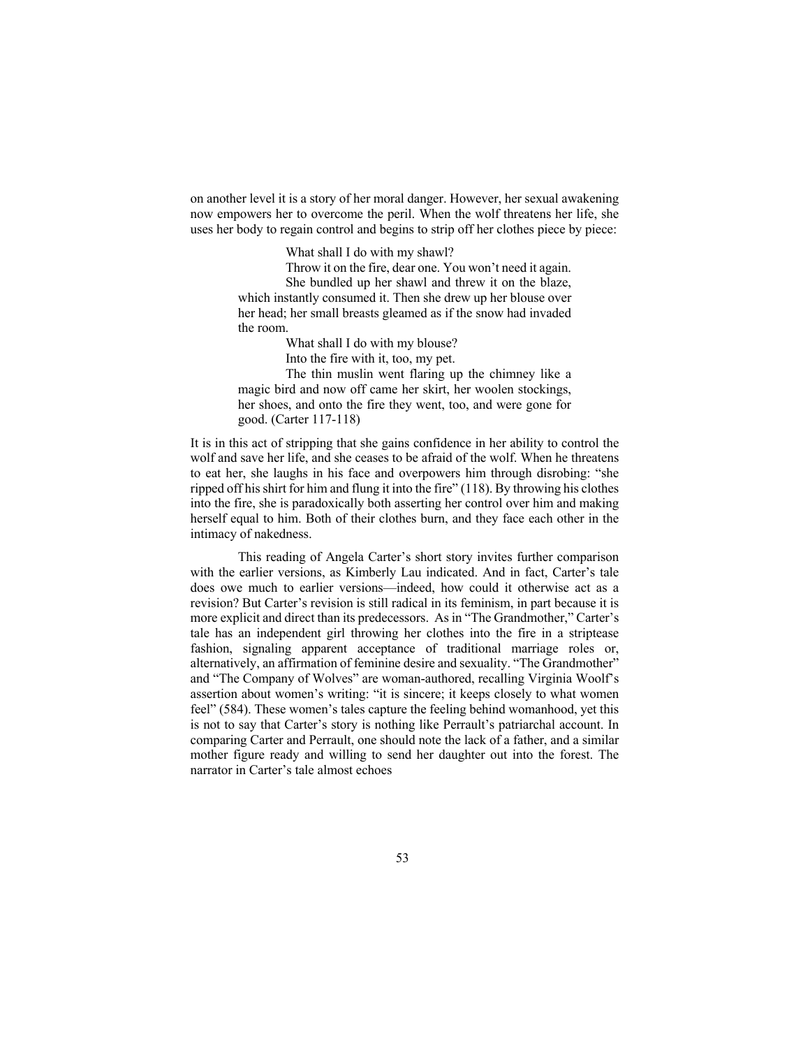on another level it is a story of her moral danger. However, her sexual awakening now empowers her to overcome the peril. When the wolf threatens her life, she uses her body to regain control and begins to strip off her clothes piece by piece:

> What shall I do with my shawl?
>
> Throw it on the fire, dear one. You won't need it again.
>
> She bundled up her shawl and threw it on the blaze, which instantly consumed it. Then she drew up her blouse over her head; her small breasts gleamed as if the snow had invaded the room.
>
> What shall I do with my blouse?
>
> Into the fire with it, too, my pet.
>
> The thin muslin went flaring up the chimney like a magic bird and now off came her skirt, her woolen stockings, her shoes, and onto the fire they went, too, and were gone for good. (Carter 117-118)

It is in this act of stripping that she gains confidence in her ability to control the wolf and save her life, and she ceases to be afraid of the wolf. When he threatens to eat her, she laughs in his face and overpowers him through disrobing: "she ripped off his shirt for him and flung it into the fire" (118). By throwing his clothes into the fire, she is paradoxically both asserting her control over him and making herself equal to him. Both of their clothes burn, and they face each other in the intimacy of nakedness.

This reading of Angela Carter's short story invites further comparison with the earlier versions, as Kimberly Lau indicated. And in fact, Carter's tale does owe much to earlier versions—indeed, how could it otherwise act as a revision? But Carter's revision is still radical in its feminism, in part because it is more explicit and direct than its predecessors. As in "The Grandmother," Carter's tale has an independent girl throwing her clothes into the fire in a striptease fashion, signaling apparent acceptance of traditional marriage roles or, alternatively, an affirmation of feminine desire and sexuality. "The Grandmother" and "The Company of Wolves" are woman-authored, recalling Virginia Woolf's assertion about women's writing: "it is sincere; it keeps closely to what women feel" (584). These women's tales capture the feeling behind womanhood, yet this is not to say that Carter's story is nothing like Perrault's patriarchal account. In comparing Carter and Perrault, one should note the lack of a father, and a similar mother figure ready and willing to send her daughter out into the forest. The narrator in Carter's tale almost echoes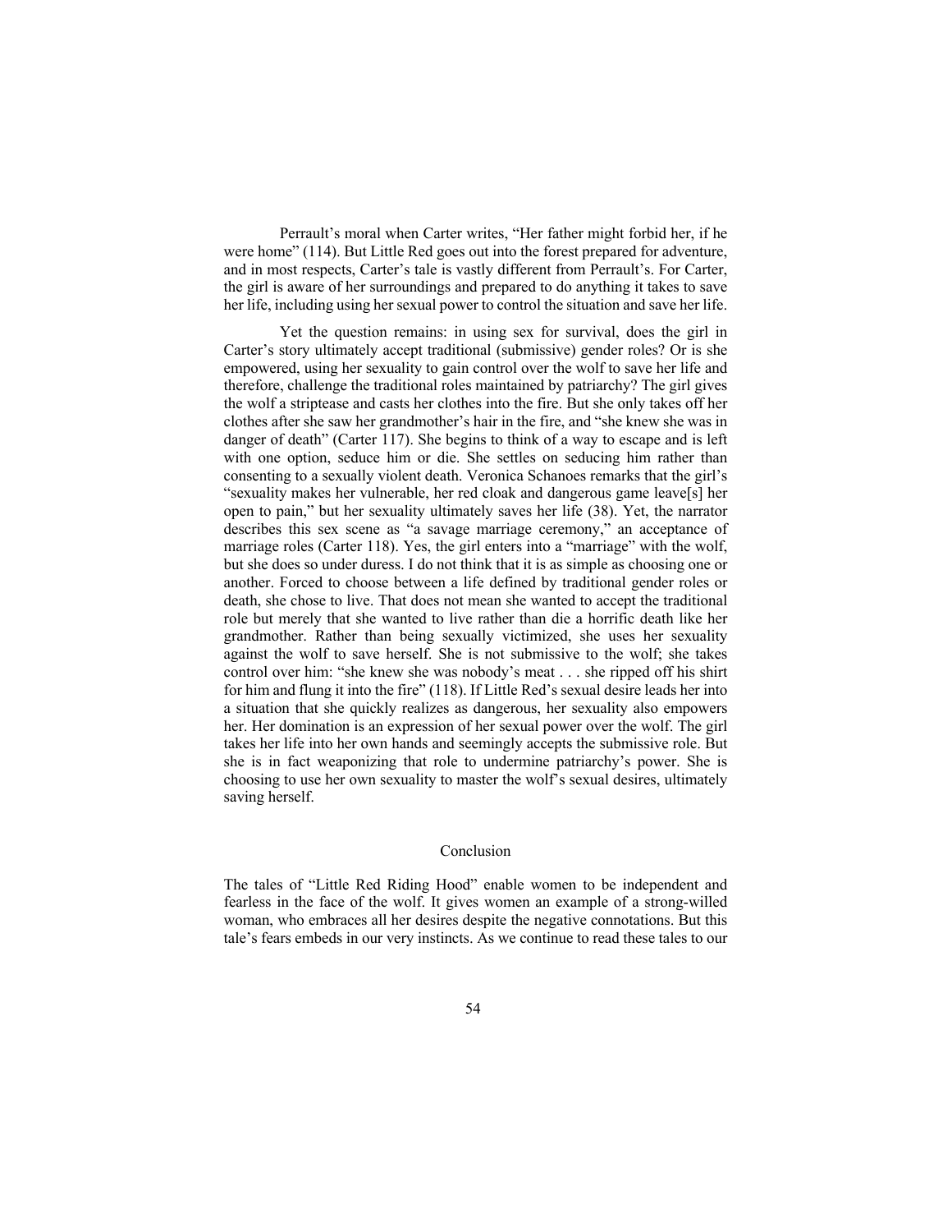Perrault's moral when Carter writes, "Her father might forbid her, if he were home" (114). But Little Red goes out into the forest prepared for adventure, and in most respects, Carter's tale is vastly different from Perrault's. For Carter, the girl is aware of her surroundings and prepared to do anything it takes to save her life, including using her sexual power to control the situation and save her life.

Yet the question remains: in using sex for survival, does the girl in Carter's story ultimately accept traditional (submissive) gender roles? Or is she empowered, using her sexuality to gain control over the wolf to save her life and therefore, challenge the traditional roles maintained by patriarchy? The girl gives the wolf a striptease and casts her clothes into the fire. But she only takes off her clothes after she saw her grandmother's hair in the fire, and "she knew she was in danger of death" (Carter 117). She begins to think of a way to escape and is left with one option, seduce him or die. She settles on seducing him rather than consenting to a sexually violent death. Veronica Schanoes remarks that the girl's "sexuality makes her vulnerable, her red cloak and dangerous game leave[s] her open to pain," but her sexuality ultimately saves her life (38). Yet, the narrator describes this sex scene as "a savage marriage ceremony," an acceptance of marriage roles (Carter 118). Yes, the girl enters into a "marriage" with the wolf, but she does so under duress. I do not think that it is as simple as choosing one or another. Forced to choose between a life defined by traditional gender roles or death, she chose to live. That does not mean she wanted to accept the traditional role but merely that she wanted to live rather than die a horrific death like her grandmother. Rather than being sexually victimized, she uses her sexuality against the wolf to save herself. She is not submissive to the wolf; she takes control over him: "she knew she was nobody's meat . . . she ripped off his shirt for him and flung it into the fire" (118). If Little Red's sexual desire leads her into a situation that she quickly realizes as dangerous, her sexuality also empowers her. Her domination is an expression of her sexual power over the wolf. The girl takes her life into her own hands and seemingly accepts the submissive role. But she is in fact weaponizing that role to undermine patriarchy's power. She is choosing to use her own sexuality to master the wolf's sexual desires, ultimately saving herself.

## Conclusion

The tales of "Little Red Riding Hood" enable women to be independent and fearless in the face of the wolf. It gives women an example of a strong-willed woman, who embraces all her desires despite the negative connotations. But this tale's fears embeds in our very instincts. As we continue to read these tales to our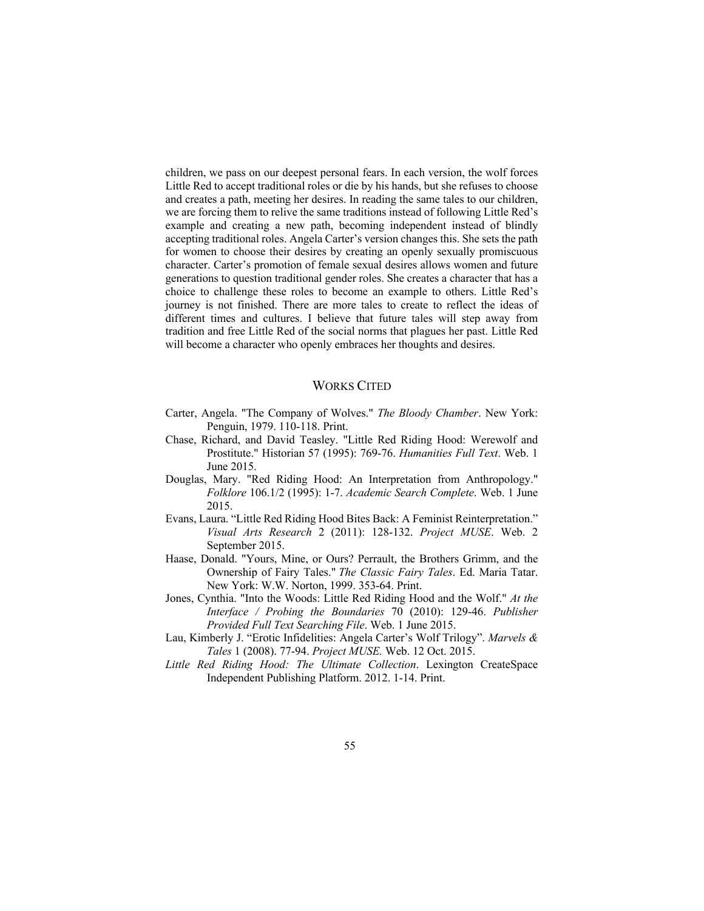children, we pass on our deepest personal fears. In each version, the wolf forces Little Red to accept traditional roles or die by his hands, but she refuses to choose and creates a path, meeting her desires. In reading the same tales to our children, we are forcing them to relive the same traditions instead of following Little Red's example and creating a new path, becoming independent instead of blindly accepting traditional roles. Angela Carter's version changes this. She sets the path for women to choose their desires by creating an openly sexually promiscuous character. Carter's promotion of female sexual desires allows women and future generations to question traditional gender roles. She creates a character that has a choice to challenge these roles to become an example to others. Little Red's journey is not finished. There are more tales to create to reflect the ideas of different times and cultures. I believe that future tales will step away from tradition and free Little Red of the social norms that plagues her past. Little Red will become a character who openly embraces her thoughts and desires.

## WORKS CITED

Carter, Angela. "The Company of Wolves." *The Bloody Chamber*. New York: Penguin, 1979. 110-118. Print.

Chase, Richard, and David Teasley. "Little Red Riding Hood: Werewolf and Prostitute." Historian 57 (1995): 769-76. *Humanities Full Text*. Web. 1 June 2015.

Douglas, Mary. "Red Riding Hood: An Interpretation from Anthropology." *Folklore* 106.1/2 (1995): 1-7. *Academic Search Complete*. Web. 1 June 2015.

Evans, Laura. "Little Red Riding Hood Bites Back: A Feminist Reinterpretation." *Visual Arts Research* 2 (2011): 128-132. *Project MUSE*. Web. 2 September 2015.

Haase, Donald. "Yours, Mine, or Ours? Perrault, the Brothers Grimm, and the Ownership of Fairy Tales." *The Classic Fairy Tales*. Ed. Maria Tatar. New York: W.W. Norton, 1999. 353-64. Print.

Jones, Cynthia. "Into the Woods: Little Red Riding Hood and the Wolf." *At the Interface / Probing the Boundaries* 70 (2010): 129-46. *Publisher Provided Full Text Searching File*. Web. 1 June 2015.

Lau, Kimberly J. "Erotic Infidelities: Angela Carter's Wolf Trilogy". *Marvels & Tales* 1 (2008). 77-94. *Project MUSE*. Web. 12 Oct. 2015.

*Little Red Riding Hood: The Ultimate Collection*. Lexington CreateSpace Independent Publishing Platform. 2012. 1-14. Print.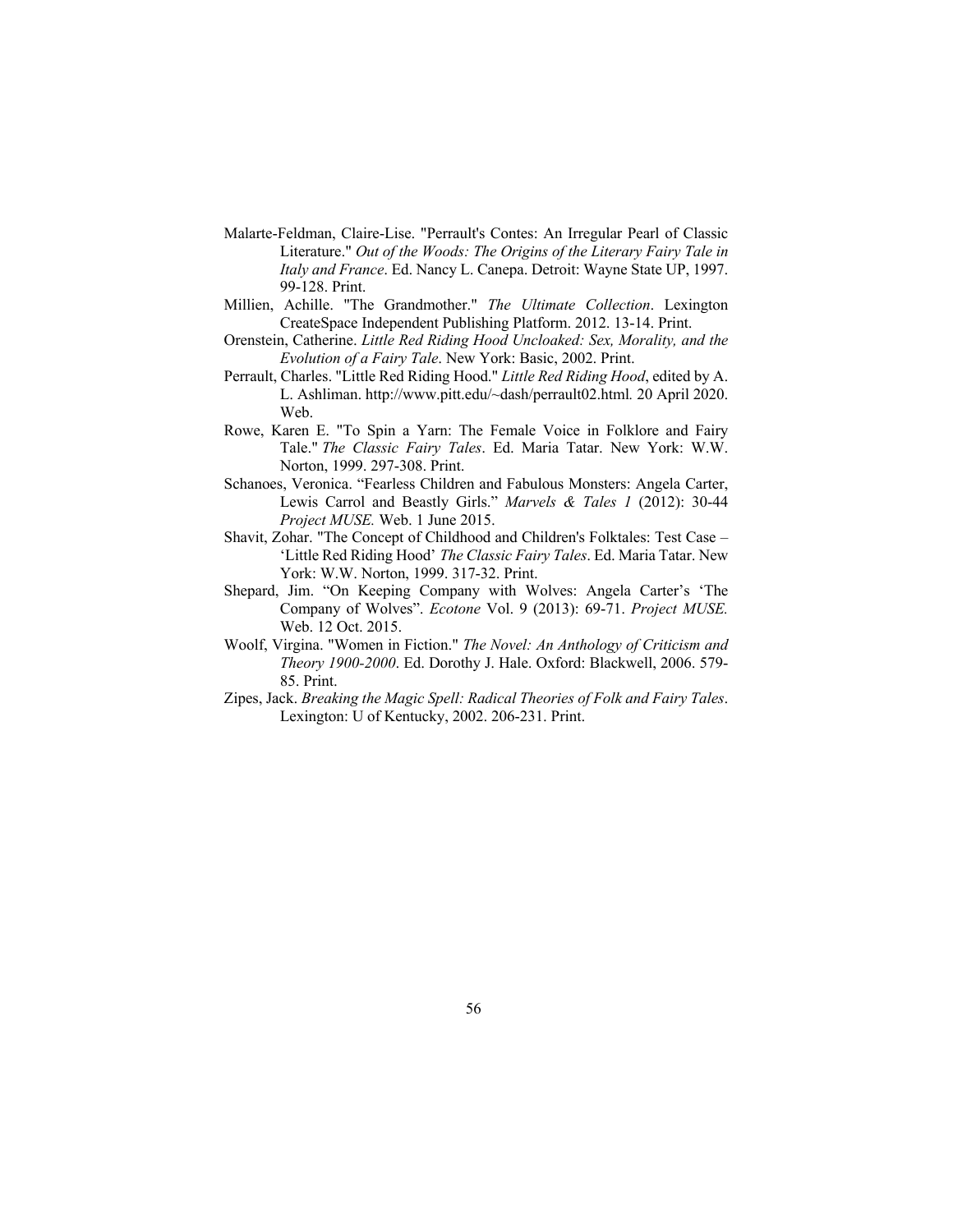Malarte-Feldman, Claire-Lise. "Perrault's Contes: An Irregular Pearl of Classic Literature." *Out of the Woods: The Origins of the Literary Fairy Tale in Italy and France*. Ed. Nancy L. Canepa. Detroit: Wayne State UP, 1997. 99-128. Print.

Millien, Achille. "The Grandmother." *The Ultimate Collection*. Lexington CreateSpace Independent Publishing Platform. 2012. 13-14. Print.

Orenstein, Catherine. *Little Red Riding Hood Uncloaked: Sex, Morality, and the Evolution of a Fairy Tale*. New York: Basic, 2002. Print.

Perrault, Charles. "Little Red Riding Hood." *Little Red Riding Hood*, edited by A. L. Ashliman. http://www.pitt.edu/~dash/perrault02.html. 20 April 2020. Web.

Rowe, Karen E. "To Spin a Yarn: The Female Voice in Folklore and Fairy Tale." *The Classic Fairy Tales*. Ed. Maria Tatar. New York: W.W. Norton, 1999. 297-308. Print.

Schanoes, Veronica. "Fearless Children and Fabulous Monsters: Angela Carter, Lewis Carrol and Beastly Girls." *Marvels & Tales 1* (2012): 30-44 *Project MUSE.* Web. 1 June 2015.

Shavit, Zohar. "The Concept of Childhood and Children's Folktales: Test Case – 'Little Red Riding Hood' *The Classic Fairy Tales*. Ed. Maria Tatar. New York: W.W. Norton, 1999. 317-32. Print.

Shepard, Jim. "On Keeping Company with Wolves: Angela Carter's 'The Company of Wolves". *Ecotone* Vol. 9 (2013): 69-71. *Project MUSE.* Web. 12 Oct. 2015.

Woolf, Virgina. "Women in Fiction." *The Novel: An Anthology of Criticism and Theory 1900-2000*. Ed. Dorothy J. Hale. Oxford: Blackwell, 2006. 579-85. Print.

Zipes, Jack. *Breaking the Magic Spell: Radical Theories of Folk and Fairy Tales*. Lexington: U of Kentucky, 2002. 206-231. Print.